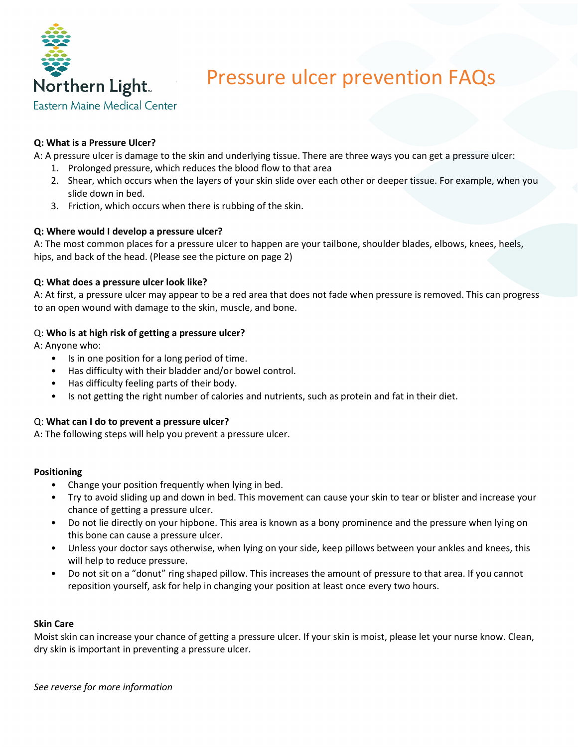Northern Light
Eastern Maine Medical Center

# Pressure ulcer prevention FAQs

**Q: What is a Pressure Ulcer?**

A: A pressure ulcer is damage to the skin and underlying tissue. There are three ways you can get a pressure ulcer:

1. Prolonged pressure, which reduces the blood flow to that area
2. Shear, which occurs when the layers of your skin slide over each other or deeper tissue. For example, when you slide down in bed.
3. Friction, which occurs when there is rubbing of the skin.

**Q: Where would I develop a pressure ulcer?**

A: The most common places for a pressure ulcer to happen are your tailbone, shoulder blades, elbows, knees, heels, hips, and back of the head. (Please see the picture on page 2)

**Q: What does a pressure ulcer look like?**

A: At first, a pressure ulcer may appear to be a red area that does not fade when pressure is removed. This can progress to an open wound with damage to the skin, muscle, and bone.

Q: **Who is at high risk of getting a pressure ulcer?**

A: Anyone who:

- Is in one position for a long period of time.
- Has difficulty with their bladder and/or bowel control.
- Has difficulty feeling parts of their body.
- Is not getting the right number of calories and nutrients, such as protein and fat in their diet.

Q: **What can I do to prevent a pressure ulcer?**

A: The following steps will help you prevent a pressure ulcer.

**Positioning**

- Change your position frequently when lying in bed.
- Try to avoid sliding up and down in bed. This movement can cause your skin to tear or blister and increase your chance of getting a pressure ulcer.
- Do not lie directly on your hipbone. This area is known as a bony prominence and the pressure when lying on this bone can cause a pressure ulcer.
- Unless your doctor says otherwise, when lying on your side, keep pillows between your ankles and knees, this will help to reduce pressure.
- Do not sit on a "donut" ring shaped pillow. This increases the amount of pressure to that area. If you cannot reposition yourself, ask for help in changing your position at least once every two hours.

**Skin Care**

Moist skin can increase your chance of getting a pressure ulcer. If your skin is moist, please let your nurse know. Clean, dry skin is important in preventing a pressure ulcer.

*See reverse for more information*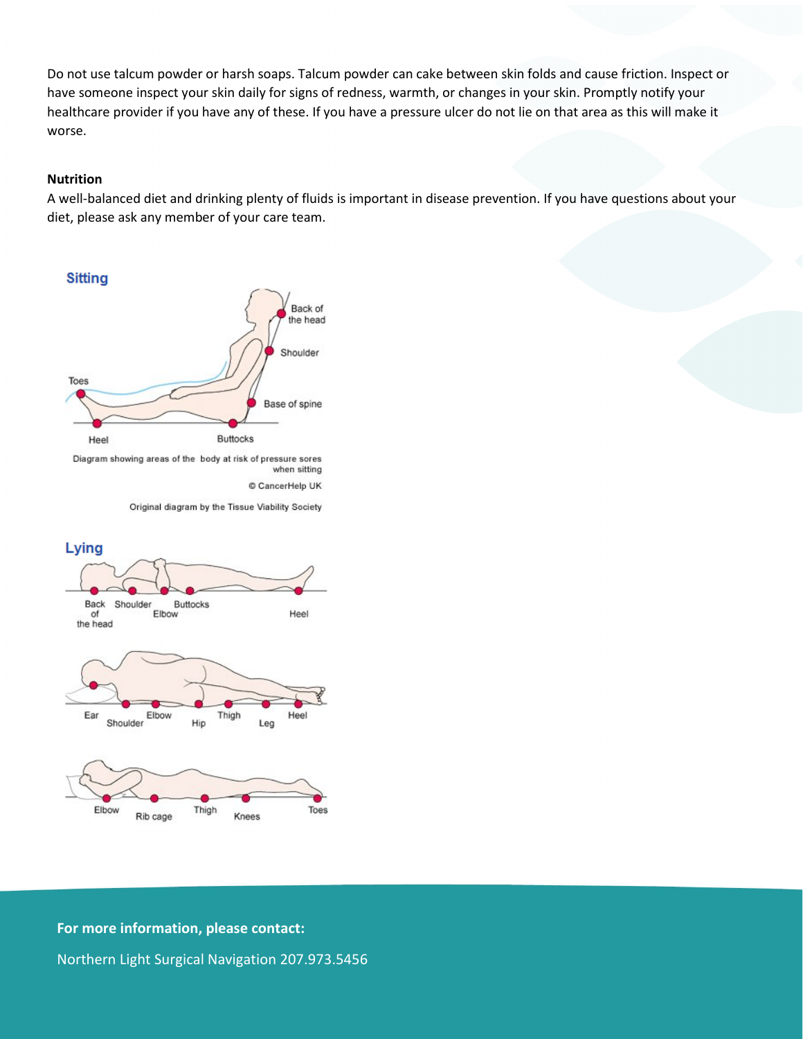Do not use talcum powder or harsh soaps. Talcum powder can cake between skin folds and cause friction. Inspect or have someone inspect your skin daily for signs of redness, warmth, or changes in your skin. Promptly notify your healthcare provider if you have any of these. If you have a pressure ulcer do not lie on that area as this will make it worse.

**Nutrition**

A well-balanced diet and drinking plenty of fluids is important in disease prevention. If you have questions about your diet, please ask any member of your care team.

Sitting

Back of the head

Shoulder

Toes

Base of spine

Heel

Buttocks

Diagram showing areas of the body at risk of pressure sores when sitting

© CancerHelp UK

Original diagram by the Tissue Viability Society

Lying

Back of the head

Shoulder

Elbow

Buttocks

Heel

Ear

Shoulder

Elbow

Hip

Thigh

Leg

Heel

Elbow

Rib cage

Thigh

Knees

Toes

**For more information, please contact:**

Northern Light Surgical Navigation 207.973.5456